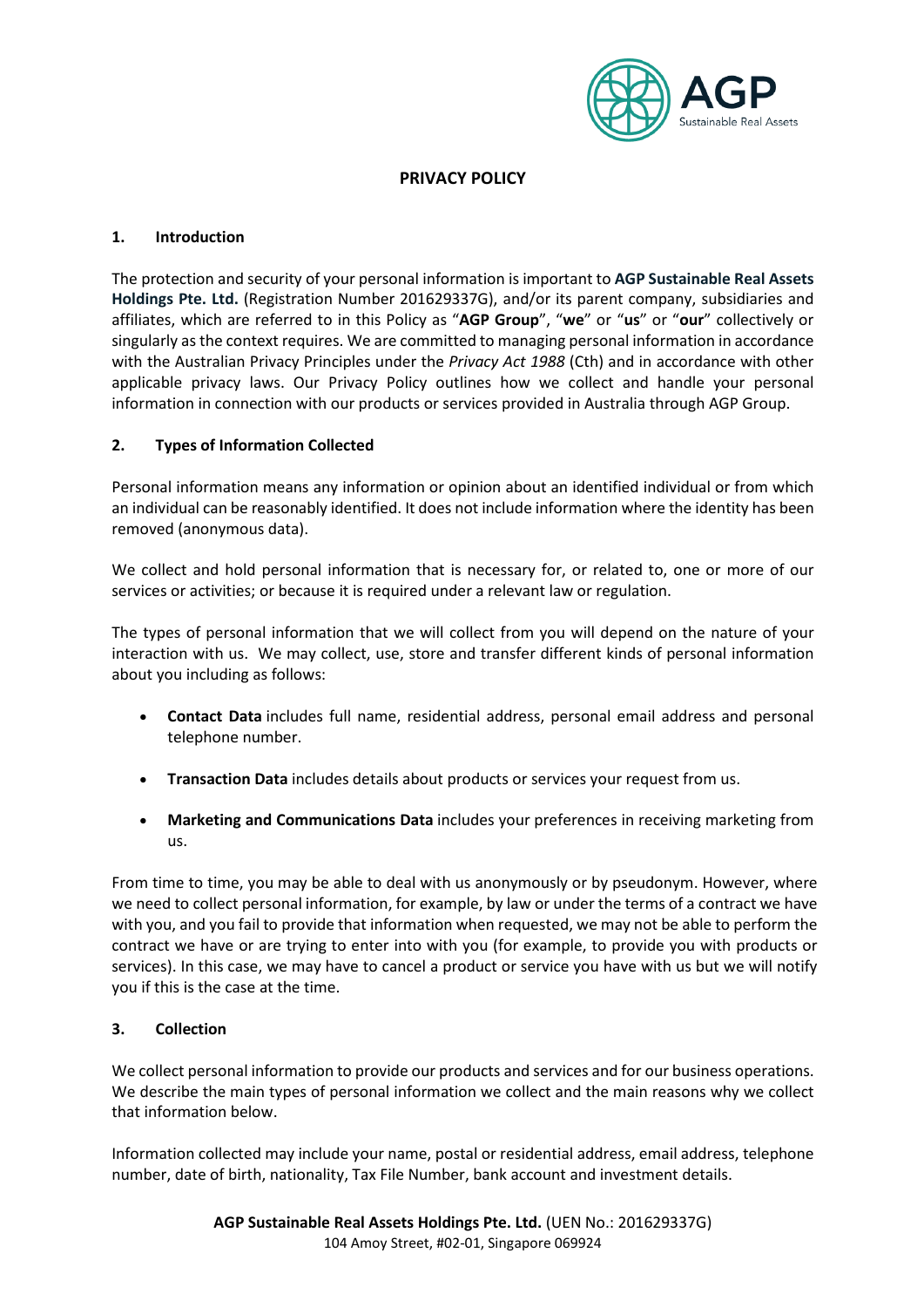# PRIVACY POLICY

## 1. Introduction

The protection and security of your personal information is important to **AGP Sustainable Real Assets Holdings Pte. Ltd.** (Registration Number 201629337G), and/or its parent company, subsidiaries and affiliates, which are referred to in this Policy as "**AGP Group**", "**we**" or "**us**" or "**our**" collectively or singularly as the context requires. We are committed to managing personal information in accordance with the Australian Privacy Principles under the *Privacy Act 1988* (Cth) and in accordance with other applicable privacy laws. Our Privacy Policy outlines how we collect and handle your personal information in connection with our products or services provided in Australia through AGP Group.

## 2. Types of Information Collected

Personal information means any information or opinion about an identified individual or from which an individual can be reasonably identified. It does not include information where the identity has been removed (anonymous data).

We collect and hold personal information that is necessary for, or related to, one or more of our services or activities; or because it is required under a relevant law or regulation.

The types of personal information that we will collect from you will depend on the nature of your interaction with us. We may collect, use, store and transfer different kinds of personal information about you including as follows:

- **Contact Data** includes full name, residential address, personal email address and personal telephone number.
- **Transaction Data** includes details about products or services your request from us.
- **Marketing and Communications Data** includes your preferences in receiving marketing from us.

From time to time, you may be able to deal with us anonymously or by pseudonym. However, where we need to collect personal information, for example, by law or under the terms of a contract we have with you, and you fail to provide that information when requested, we may not be able to perform the contract we have or are trying to enter into with you (for example, to provide you with products or services). In this case, we may have to cancel a product or service you have with us but we will notify you if this is the case at the time.

## 3. Collection

We collect personal information to provide our products and services and for our business operations. We describe the main types of personal information we collect and the main reasons why we collect that information below.

Information collected may include your name, postal or residential address, email address, telephone number, date of birth, nationality, Tax File Number, bank account and investment details.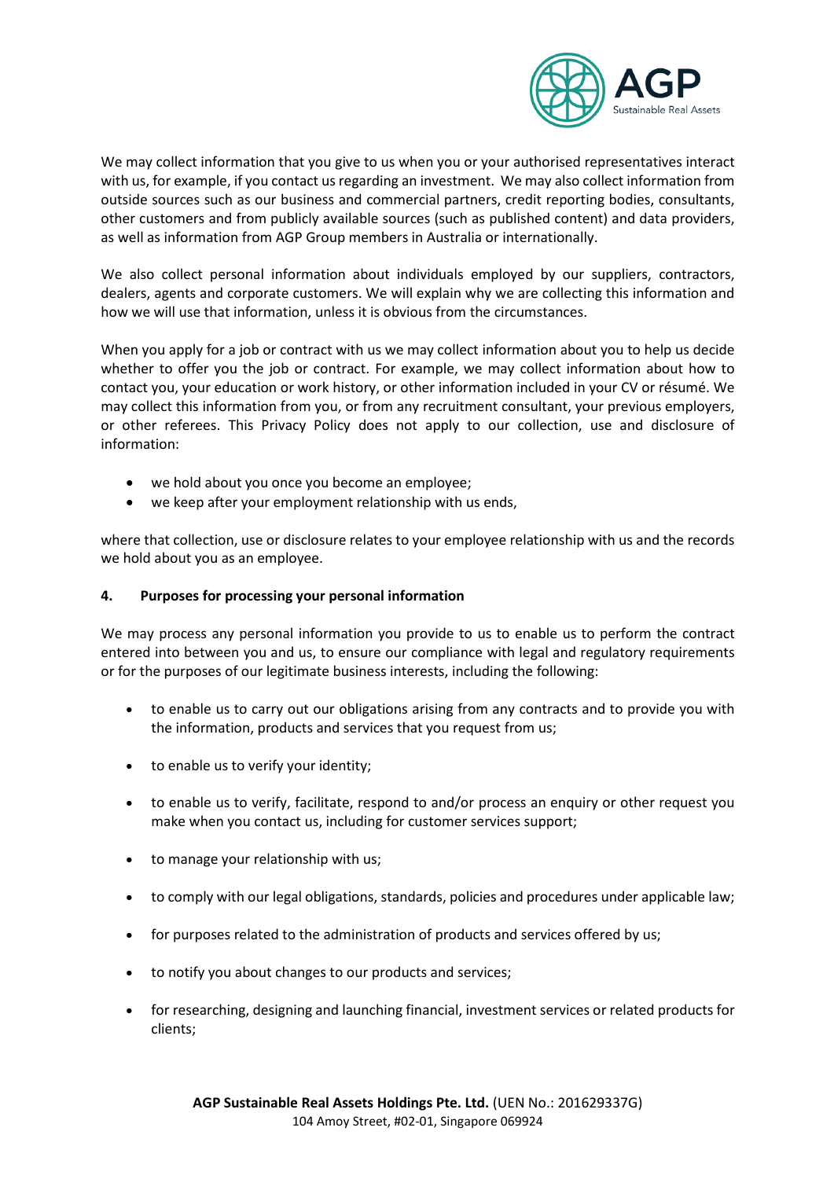We may collect information that you give to us when you or your authorised representatives interact with us, for example, if you contact us regarding an investment. We may also collect information from outside sources such as our business and commercial partners, credit reporting bodies, consultants, other customers and from publicly available sources (such as published content) and data providers, as well as information from AGP Group members in Australia or internationally.

We also collect personal information about individuals employed by our suppliers, contractors, dealers, agents and corporate customers. We will explain why we are collecting this information and how we will use that information, unless it is obvious from the circumstances.

When you apply for a job or contract with us we may collect information about you to help us decide whether to offer you the job or contract. For example, we may collect information about how to contact you, your education or work history, or other information included in your CV or résumé. We may collect this information from you, or from any recruitment consultant, your previous employers, or other referees. This Privacy Policy does not apply to our collection, use and disclosure of information:

- we hold about you once you become an employee;
- we keep after your employment relationship with us ends,

where that collection, use or disclosure relates to your employee relationship with us and the records we hold about you as an employee.

## 4. Purposes for processing your personal information

We may process any personal information you provide to us to enable us to perform the contract entered into between you and us, to ensure our compliance with legal and regulatory requirements or for the purposes of our legitimate business interests, including the following:

- to enable us to carry out our obligations arising from any contracts and to provide you with the information, products and services that you request from us;
- to enable us to verify your identity;
- to enable us to verify, facilitate, respond to and/or process an enquiry or other request you make when you contact us, including for customer services support;
- to manage your relationship with us;
- to comply with our legal obligations, standards, policies and procedures under applicable law;
- for purposes related to the administration of products and services offered by us;
- to notify you about changes to our products and services;
- for researching, designing and launching financial, investment services or related products for clients;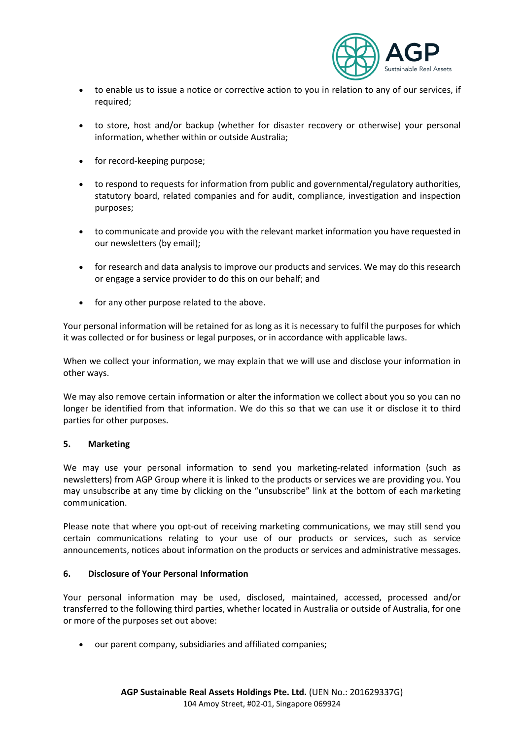- to enable us to issue a notice or corrective action to you in relation to any of our services, if required;

- to store, host and/or backup (whether for disaster recovery or otherwise) your personal information, whether within or outside Australia;

- for record-keeping purpose;

- to respond to requests for information from public and governmental/regulatory authorities, statutory board, related companies and for audit, compliance, investigation and inspection purposes;

- to communicate and provide you with the relevant market information you have requested in our newsletters (by email);

- for research and data analysis to improve our products and services. We may do this research or engage a service provider to do this on our behalf; and

- for any other purpose related to the above.

Your personal information will be retained for as long as it is necessary to fulfil the purposes for which it was collected or for business or legal purposes, or in accordance with applicable laws.

When we collect your information, we may explain that we will use and disclose your information in other ways.

We may also remove certain information or alter the information we collect about you so you can no longer be identified from that information. We do this so that we can use it or disclose it to third parties for other purposes.

## 5. Marketing

We may use your personal information to send you marketing-related information (such as newsletters) from AGP Group where it is linked to the products or services we are providing you. You may unsubscribe at any time by clicking on the "unsubscribe" link at the bottom of each marketing communication.

Please note that where you opt-out of receiving marketing communications, we may still send you certain communications relating to your use of our products or services, such as service announcements, notices about information on the products or services and administrative messages.

## 6. Disclosure of Your Personal Information

Your personal information may be used, disclosed, maintained, accessed, processed and/or transferred to the following third parties, whether located in Australia or outside of Australia, for one or more of the purposes set out above:

- our parent company, subsidiaries and affiliated companies;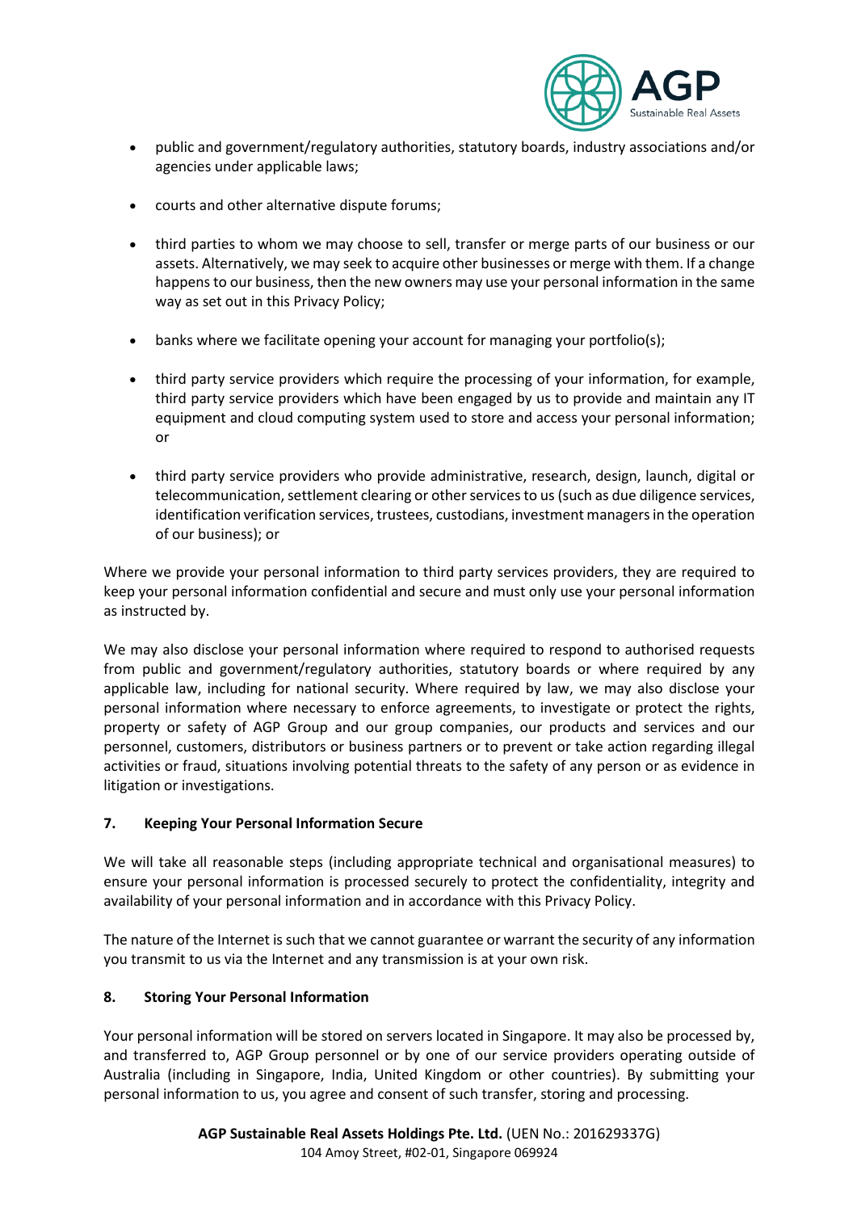- public and government/regulatory authorities, statutory boards, industry associations and/or agencies under applicable laws;
- courts and other alternative dispute forums;
- third parties to whom we may choose to sell, transfer or merge parts of our business or our assets. Alternatively, we may seek to acquire other businesses or merge with them. If a change happens to our business, then the new owners may use your personal information in the same way as set out in this Privacy Policy;
- banks where we facilitate opening your account for managing your portfolio(s);
- third party service providers which require the processing of your information, for example, third party service providers which have been engaged by us to provide and maintain any IT equipment and cloud computing system used to store and access your personal information; or
- third party service providers who provide administrative, research, design, launch, digital or telecommunication, settlement clearing or other services to us (such as due diligence services, identification verification services, trustees, custodians, investment managers in the operation of our business); or

Where we provide your personal information to third party services providers, they are required to keep your personal information confidential and secure and must only use your personal information as instructed by.

We may also disclose your personal information where required to respond to authorised requests from public and government/regulatory authorities, statutory boards or where required by any applicable law, including for national security. Where required by law, we may also disclose your personal information where necessary to enforce agreements, to investigate or protect the rights, property or safety of AGP Group and our group companies, our products and services and our personnel, customers, distributors or business partners or to prevent or take action regarding illegal activities or fraud, situations involving potential threats to the safety of any person or as evidence in litigation or investigations.

## 7. Keeping Your Personal Information Secure

We will take all reasonable steps (including appropriate technical and organisational measures) to ensure your personal information is processed securely to protect the confidentiality, integrity and availability of your personal information and in accordance with this Privacy Policy.

The nature of the Internet is such that we cannot guarantee or warrant the security of any information you transmit to us via the Internet and any transmission is at your own risk.

## 8. Storing Your Personal Information

Your personal information will be stored on servers located in Singapore. It may also be processed by, and transferred to, AGP Group personnel or by one of our service providers operating outside of Australia (including in Singapore, India, United Kingdom or other countries). By submitting your personal information to us, you agree and consent of such transfer, storing and processing.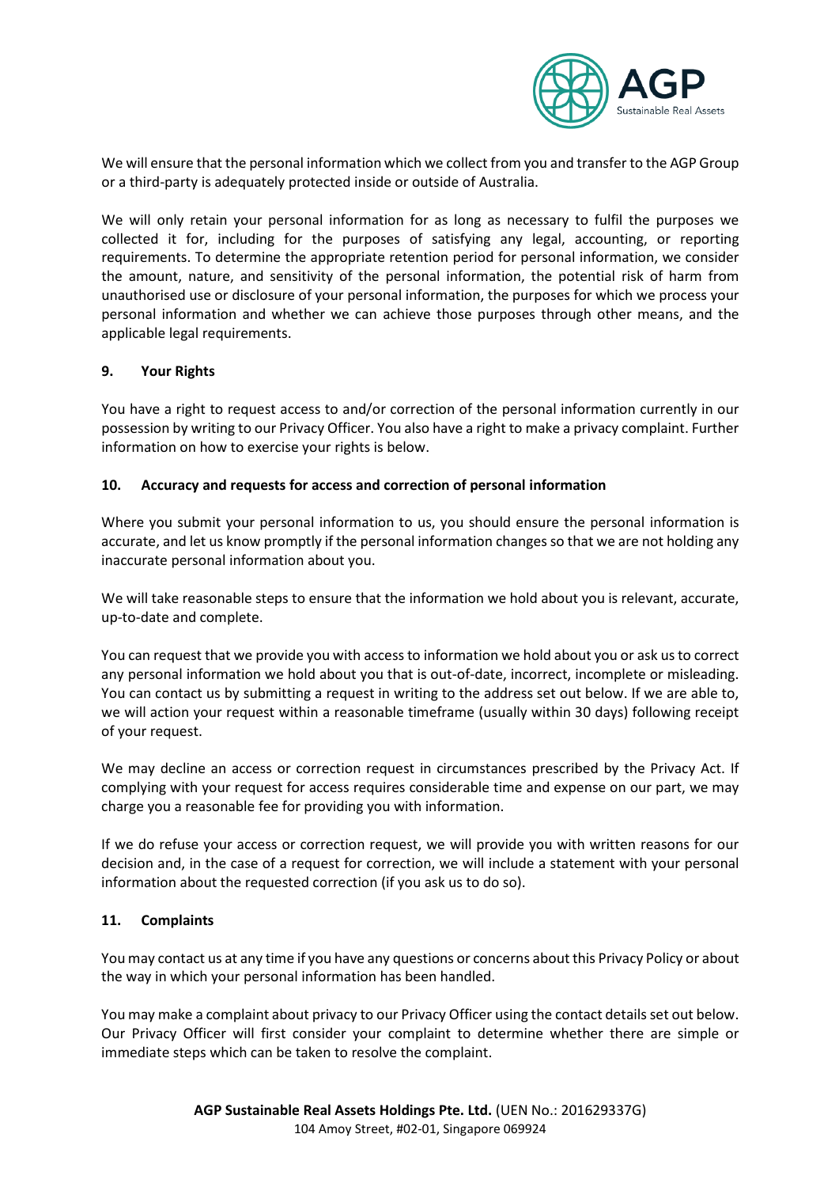We will ensure that the personal information which we collect from you and transfer to the AGP Group or a third-party is adequately protected inside or outside of Australia.

We will only retain your personal information for as long as necessary to fulfil the purposes we collected it for, including for the purposes of satisfying any legal, accounting, or reporting requirements. To determine the appropriate retention period for personal information, we consider the amount, nature, and sensitivity of the personal information, the potential risk of harm from unauthorised use or disclosure of your personal information, the purposes for which we process your personal information and whether we can achieve those purposes through other means, and the applicable legal requirements.

## 9. Your Rights

You have a right to request access to and/or correction of the personal information currently in our possession by writing to our Privacy Officer. You also have a right to make a privacy complaint. Further information on how to exercise your rights is below.

## 10. Accuracy and requests for access and correction of personal information

Where you submit your personal information to us, you should ensure the personal information is accurate, and let us know promptly if the personal information changes so that we are not holding any inaccurate personal information about you.

We will take reasonable steps to ensure that the information we hold about you is relevant, accurate, up-to-date and complete.

You can request that we provide you with access to information we hold about you or ask us to correct any personal information we hold about you that is out-of-date, incorrect, incomplete or misleading. You can contact us by submitting a request in writing to the address set out below. If we are able to, we will action your request within a reasonable timeframe (usually within 30 days) following receipt of your request.

We may decline an access or correction request in circumstances prescribed by the Privacy Act. If complying with your request for access requires considerable time and expense on our part, we may charge you a reasonable fee for providing you with information.

If we do refuse your access or correction request, we will provide you with written reasons for our decision and, in the case of a request for correction, we will include a statement with your personal information about the requested correction (if you ask us to do so).

## 11. Complaints

You may contact us at any time if you have any questions or concerns about this Privacy Policy or about the way in which your personal information has been handled.

You may make a complaint about privacy to our Privacy Officer using the contact details set out below. Our Privacy Officer will first consider your complaint to determine whether there are simple or immediate steps which can be taken to resolve the complaint.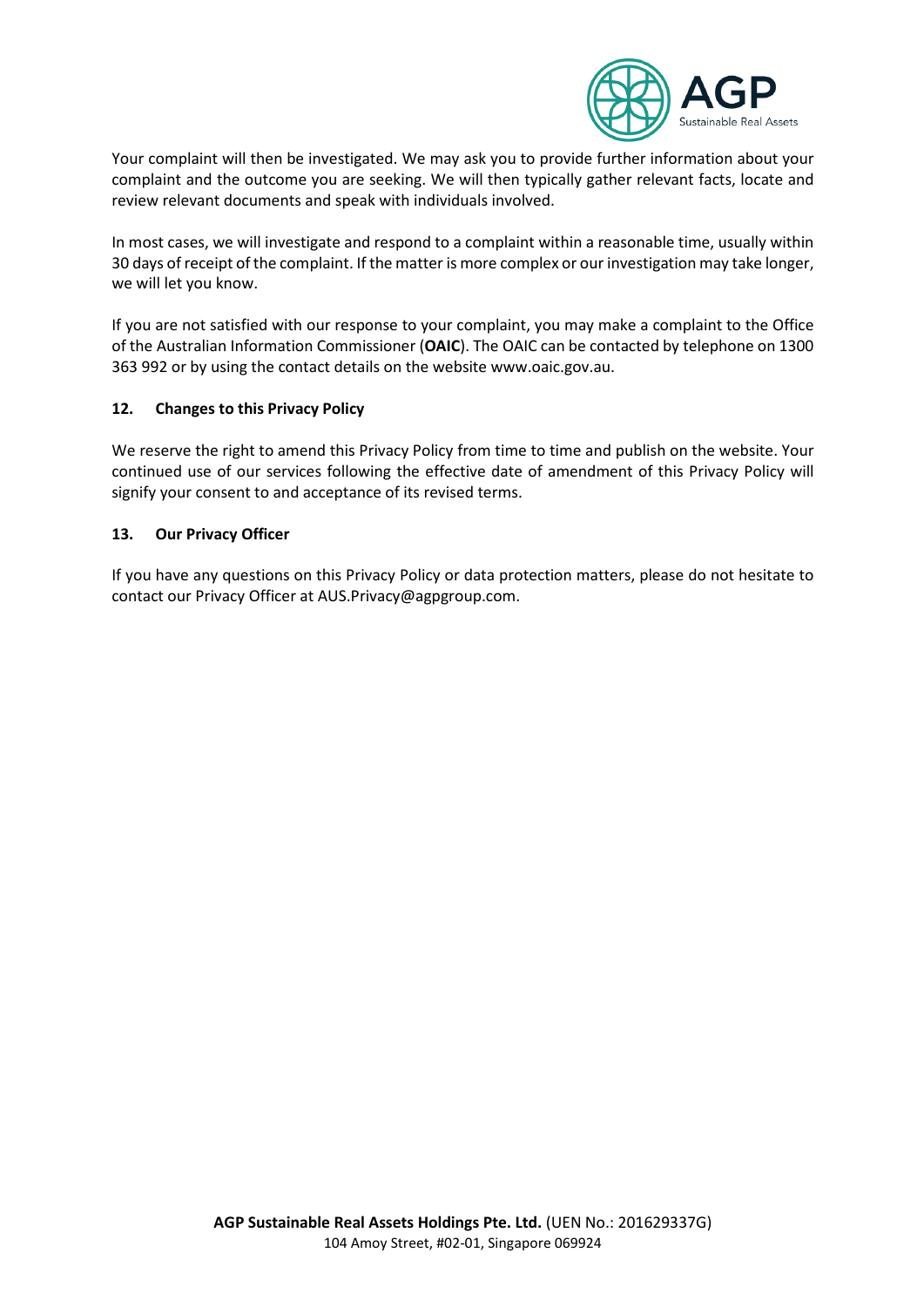Your complaint will then be investigated. We may ask you to provide further information about your complaint and the outcome you are seeking. We will then typically gather relevant facts, locate and review relevant documents and speak with individuals involved.

In most cases, we will investigate and respond to a complaint within a reasonable time, usually within 30 days of receipt of the complaint. If the matter is more complex or our investigation may take longer, we will let you know.

If you are not satisfied with our response to your complaint, you may make a complaint to the Office of the Australian Information Commissioner (**OAIC**). The OAIC can be contacted by telephone on 1300 363 992 or by using the contact details on the website www.oaic.gov.au.

## 12. Changes to this Privacy Policy

We reserve the right to amend this Privacy Policy from time to time and publish on the website. Your continued use of our services following the effective date of amendment of this Privacy Policy will signify your consent to and acceptance of its revised terms.

## 13. Our Privacy Officer

If you have any questions on this Privacy Policy or data protection matters, please do not hesitate to contact our Privacy Officer at AUS.Privacy@agpgroup.com.